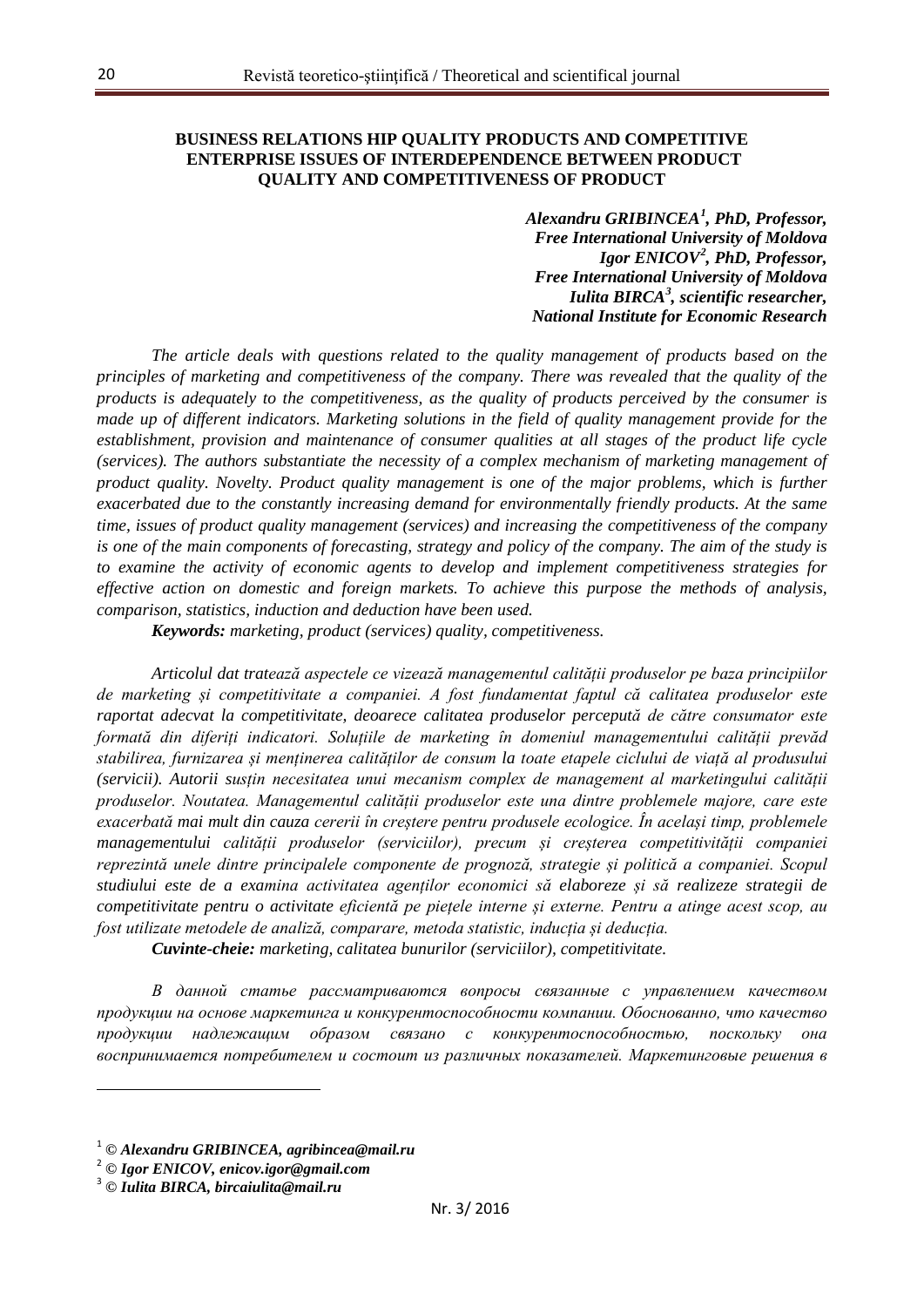# BUSINESS RELATIONS HIP QUALITY PRODUCTS AND COMPETITIVE ENTERPRISE ISSUES OF INTERDEPENDENCE BETWEEN PRODUCT QUALITY AND COMPETITIVENESS OF PRODUCT

***Alexandru GRIBINCEA[1], PhD, Professor,***
***Free International University of Moldova***
***Igor ENICOV[2], PhD, Professor,***
***Free International University of Moldova***
***Iulita BIRCA[3], scientific researcher,***
***National Institute for Economic Research***

*The article deals with questions related to the quality management of products based on the principles of marketing and competitiveness of the company. There was revealed that the quality of the products is adequately to the competitiveness, as the quality of products perceived by the consumer is made up of different indicators. Marketing solutions in the field of quality management provide for the establishment, provision and maintenance of consumer qualities at all stages of the product life cycle (services). The authors substantiate the necessity of a complex mechanism of marketing management of product quality. Novelty. Product quality management is one of the major problems, which is further exacerbated due to the constantly increasing demand for environmentally friendly products. At the same time, issues of product quality management (services) and increasing the competitiveness of the company is one of the main components of forecasting, strategy and policy of the company. The aim of the study is to examine the activity of economic agents to develop and implement competitiveness strategies for effective action on domestic and foreign markets. To achieve this purpose the methods of analysis, comparison, statistics, induction and deduction have been used.*

***Keywords:*** *marketing, product (services) quality, competitiveness.*

*Articolul dat tratează aspectele ce vizează managementul calității produselor pe baza principiilor de marketing și competitivitate a companiei. A fost fundamentat faptul că calitatea produselor este raportat adecvat la competitivitate, deoarece calitatea produselor percepută de către consumator este formată din diferiți indicatori. Soluțiile de marketing în domeniul managementului calității prevăd stabilirea, furnizarea și menținerea calităților de consum la toate etapele ciclului de viață al produsului (servicii). Autorii susțin necesitatea unui mecanism complex de management al marketingului calității produselor. Noutatea. Managementul calității produselor este una dintre problemele majore, care este exacerbată mai mult din cauza cererii în creștere pentru produsele ecologice. În același timp, problemele managementului calității produselor (serviciilor), precum și creșterea competitivității companiei reprezintă unele dintre principalele componente de prognoză, strategie și politică a companiei. Scopul studiului este de a examina activitatea agenților economici să elaboreze și să realizeze strategii de competitivitate pentru o activitate eficientă pe piețele interne și externe. Pentru a atinge acest scop, au fost utilizate metodele de analiză, comparare, metoda statistic, inducția și deducția.*

***Cuvinte-cheie:*** *marketing, calitatea bunurilor (serviciilor), competitivitate.*

*В данной статье рассматриваются вопросы связанные с управлением качеством продукции на основе маркетинга и конкурентоспособности компании. Обоснованно, что качество продукции надлежащим образом связано с конкурентоспособностью, поскольку она воспринимается потребителем и состоит из различных показателей. Маркетинговые решения в*

---

[1] *© Alexandru GRIBINCEA, agribincea@mail.ru*
[2] *© Igor ENICOV, enicov.igor@gmail.com*
[3] *© Iulita BIRCA, bircaiulita@mail.ru*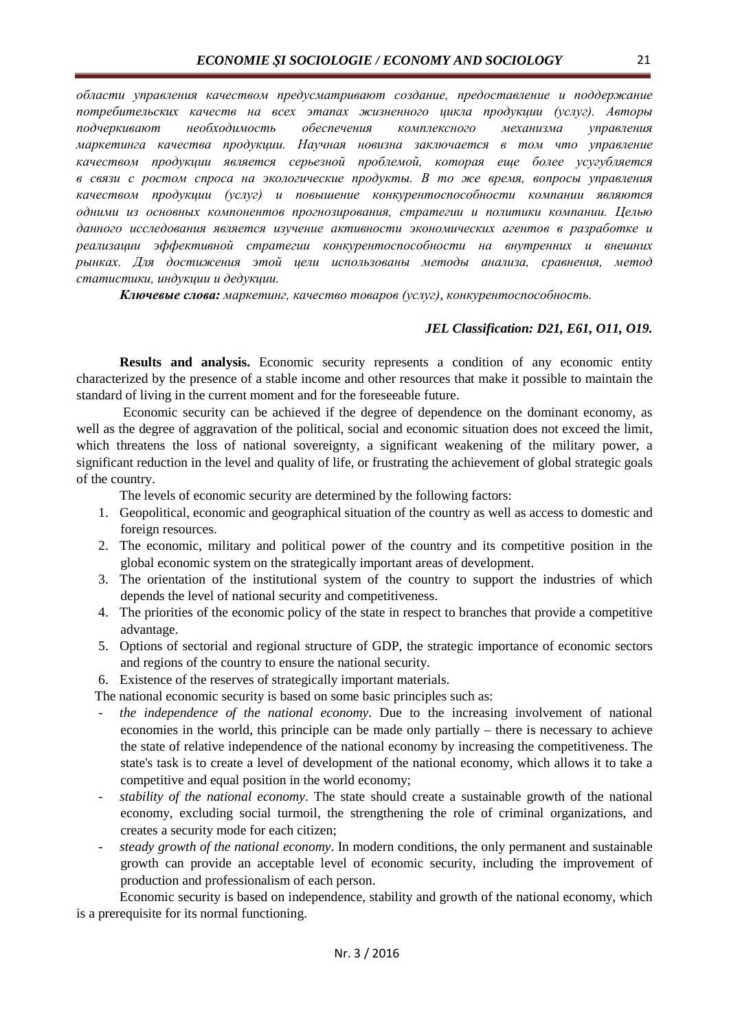*области управления качеством предусматривают создание, предоставление и поддержание потребительских качеств на всех этапах жизненного цикла продукции (услуг). Авторы подчеркивают необходимость обеспечения комплексного механизма управления маркетинга качества продукции. Научная новизна заключается в том что управление качеством продукции является серьезной проблемой, которая еще более усугубляется в связи с ростом спроса на экологические продукты. В то же время, вопросы управления качеством продукции (услуг) и повышение конкурентоспособности компании являются одними из основных компонентов прогнозирования, стратегии и политики компании. Целью данного исследования является изучение активности экономических агентов в разработке и реализации эффективной стратегии конкурентоспособности на внутренних и внешних рынках. Для достижения этой цели использованы методы анализа, сравнения, метод статистики, индукции и дедукции.*

***Ключевые слова:*** *маркетинг, качество товаров (услуг), конкурентоспособность.*

***JEL Classification: D21, E61, O11, O19.***

**Results and analysis.** Economic security represents a condition of any economic entity characterized by the presence of a stable income and other resources that make it possible to maintain the standard of living in the current moment and for the foreseeable future.

Economic security can be achieved if the degree of dependence on the dominant economy, as well as the degree of aggravation of the political, social and economic situation does not exceed the limit, which threatens the loss of national sovereignty, a significant weakening of the military power, a significant reduction in the level and quality of life, or frustrating the achievement of global strategic goals of the country.

The levels of economic security are determined by the following factors:

1. Geopolitical, economic and geographical situation of the country as well as access to domestic and foreign resources.
2. The economic, military and political power of the country and its competitive position in the global economic system on the strategically important areas of development.
3. The orientation of the institutional system of the country to support the industries of which depends the level of national security and competitiveness.
4. The priorities of the economic policy of the state in respect to branches that provide a competitive advantage.
5. Options of sectorial and regional structure of GDP, the strategic importance of economic sectors and regions of the country to ensure the national security.
6. Existence of the reserves of strategically important materials.

The national economic security is based on some basic principles such as:

- *the independence of the national economy*. Due to the increasing involvement of national economies in the world, this principle can be made only partially – there is necessary to achieve the state of relative independence of the national economy by increasing the competitiveness. The state's task is to create a level of development of the national economy, which allows it to take a competitive and equal position in the world economy;
- *stability of the national economy*. The state should create a sustainable growth of the national economy, excluding social turmoil, the strengthening the role of criminal organizations, and creates a security mode for each citizen;
- *steady growth of the national economy*. In modern conditions, the only permanent and sustainable growth can provide an acceptable level of economic security, including the improvement of production and professionalism of each person.

Economic security is based on independence, stability and growth of the national economy, which is a prerequisite for its normal functioning.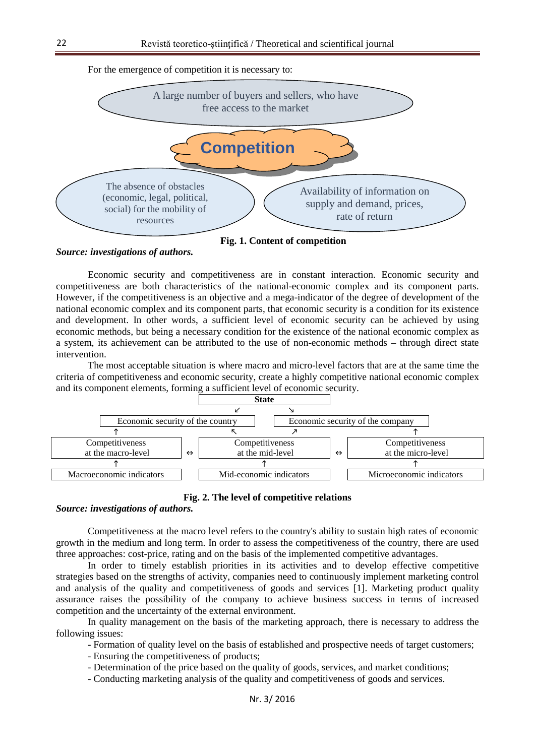For the emergence of competition it is necessary to:

A large number of buyers and sellers, who have free access to the market

**Competition**

The absence of obstacles (economic, legal, political, social) for the mobility of resources

Availability of information on supply and demand, prices, rate of return

**Fig. 1. Content of competition**

***Source: investigations of authors.***

Economic security and competitiveness are in constant interaction. Economic security and competitiveness are both characteristics of the national-economic complex and its component parts. However, if the competitiveness is an objective and a mega-indicator of the degree of development of the national economic complex and its component parts, that economic security is a condition for its existence and development. In other words, a sufficient level of economic security can be achieved by using economic methods, but being a necessary condition for the existence of the national economic complex as a system, its achievement can be attributed to the use of non-economic methods – through direct state intervention.

The most acceptable situation is where macro and micro-level factors that are at the same time the criteria of competitiveness and economic security, create a highly competitive national economic complex and its component elements, forming a sufficient level of economic security.

| | **State** | |
|---|---|---|
| Economic security of the country ↙ | | ↘ Economic security of the company |
| Competitiveness at the macro-level ↔ | Competitiveness at the mid-level ↔ | Competitiveness at the micro-level |
| ↑ Macroeconomic indicators | ↑ Mid-economic indicators | ↑ Microeconomic indicators |

**Fig. 2. The level of competitive relations**

***Source: investigations of authors.***

Competitiveness at the macro level refers to the country's ability to sustain high rates of economic growth in the medium and long term. In order to assess the competitiveness of the country, there are used three approaches: cost-price, rating and on the basis of the implemented competitive advantages.

In order to timely establish priorities in its activities and to develop effective competitive strategies based on the strengths of activity, companies need to continuously implement marketing control and analysis of the quality and competitiveness of goods and services [1]. Marketing product quality assurance raises the possibility of the company to achieve business success in terms of increased competition and the uncertainty of the external environment.

In quality management on the basis of the marketing approach, there is necessary to address the following issues:

- Formation of quality level on the basis of established and prospective needs of target customers;
- Ensuring the competitiveness of products;
- Determination of the price based on the quality of goods, services, and market conditions;
- Conducting marketing analysis of the quality and competitiveness of goods and services.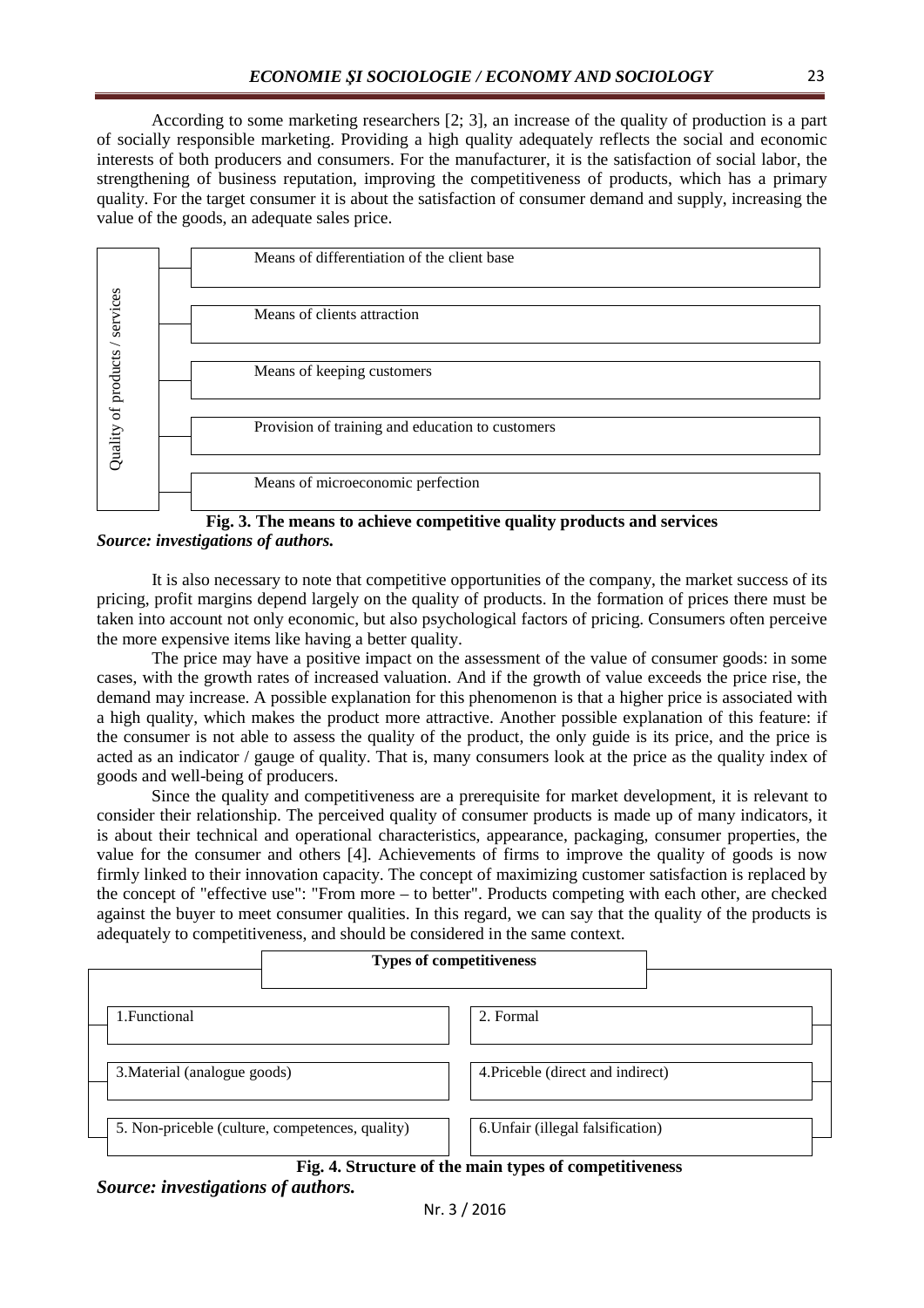According to some marketing researchers [2; 3], an increase of the quality of production is a part of socially responsible marketing. Providing a high quality adequately reflects the social and economic interests of both producers and consumers. For the manufacturer, it is the satisfaction of social labor, the strengthening of business reputation, improving the competitiveness of products, which has a primary quality. For the target consumer it is about the satisfaction of consumer demand and supply, increasing the value of the goods, an adequate sales price.

Quality of products / services

- Means of differentiation of the client base
- Means of clients attraction
- Means of keeping customers
- Provision of training and education to customers
- Means of microeconomic perfection

**Fig. 3. The means to achieve competitive quality products and services**

***Source: investigations of authors.***

It is also necessary to note that competitive opportunities of the company, the market success of its pricing, profit margins depend largely on the quality of products. In the formation of prices there must be taken into account not only economic, but also psychological factors of pricing. Consumers often perceive the more expensive items like having a better quality.

The price may have a positive impact on the assessment of the value of consumer goods: in some cases, with the growth rates of increased valuation. And if the growth of value exceeds the price rise, the demand may increase. A possible explanation for this phenomenon is that a higher price is associated with a high quality, which makes the product more attractive. Another possible explanation of this feature: if the consumer is not able to assess the quality of the product, the only guide is its price, and the price is acted as an indicator / gauge of quality. That is, many consumers look at the price as the quality index of goods and well-being of producers.

Since the quality and competitiveness are a prerequisite for market development, it is relevant to consider their relationship. The perceived quality of consumer products is made up of many indicators, it is about their technical and operational characteristics, appearance, packaging, consumer properties, the value for the consumer and others [4]. Achievements of firms to improve the quality of goods is now firmly linked to their innovation capacity. The concept of maximizing customer satisfaction is replaced by the concept of "effective use": "From more – to better". Products competing with each other, are checked against the buyer to meet consumer qualities. In this regard, we can say that the quality of the products is adequately to competitiveness, and should be considered in the same context.

**Types of competitiveness**

- 1.Functional
- 2. Formal
- 3.Material (analogue goods)
- 4.Priceble (direct and indirect)
- 5. Non-priceble (culture, competences, quality)
- 6.Unfair (illegal falsification)

**Fig. 4. Structure of the main types of competitiveness**

***Source: investigations of authors.***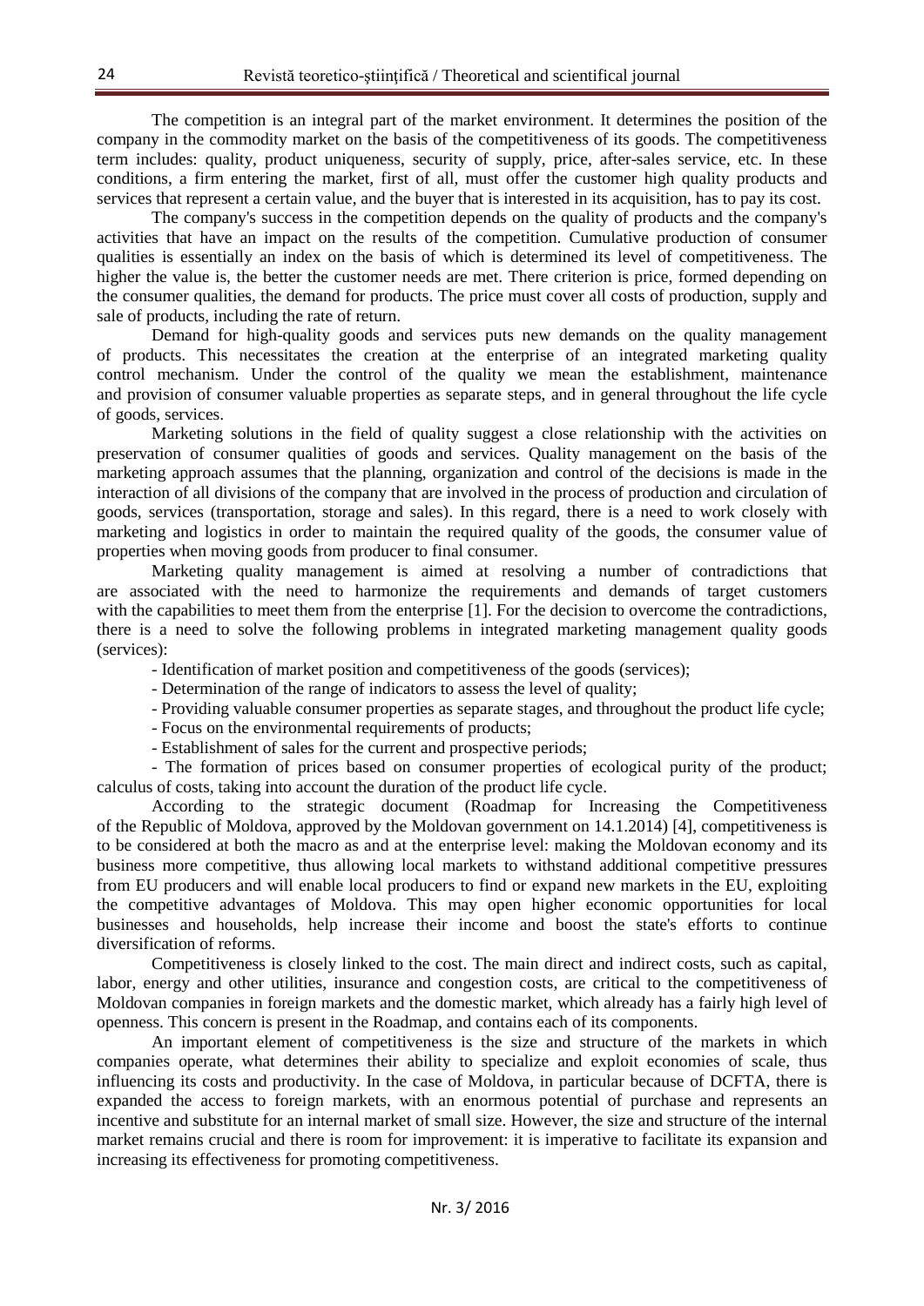The competition is an integral part of the market environment. It determines the position of the company in the commodity market on the basis of the competitiveness of its goods. The competitiveness term includes: quality, product uniqueness, security of supply, price, after-sales service, etc. In these conditions, a firm entering the market, first of all, must offer the customer high quality products and services that represent a certain value, and the buyer that is interested in its acquisition, has to pay its cost.

The company's success in the competition depends on the quality of products and the company's activities that have an impact on the results of the competition. Cumulative production of consumer qualities is essentially an index on the basis of which is determined its level of competitiveness. The higher the value is, the better the customer needs are met. There criterion is price, formed depending on the consumer qualities, the demand for products. The price must cover all costs of production, supply and sale of products, including the rate of return.

Demand for high-quality goods and services puts new demands on the quality management of products. This necessitates the creation at the enterprise of an integrated marketing quality control mechanism. Under the control of the quality we mean the establishment, maintenance and provision of consumer valuable properties as separate steps, and in general throughout the life cycle of goods, services.

Marketing solutions in the field of quality suggest a close relationship with the activities on preservation of consumer qualities of goods and services. Quality management on the basis of the marketing approach assumes that the planning, organization and control of the decisions is made in the interaction of all divisions of the company that are involved in the process of production and circulation of goods, services (transportation, storage and sales). In this regard, there is a need to work closely with marketing and logistics in order to maintain the required quality of the goods, the consumer value of properties when moving goods from producer to final consumer.

Marketing quality management is aimed at resolving a number of contradictions that are associated with the need to harmonize the requirements and demands of target customers with the capabilities to meet them from the enterprise [1]. For the decision to overcome the contradictions, there is a need to solve the following problems in integrated marketing management quality goods (services):

- Identification of market position and competitiveness of the goods (services);
- Determination of the range of indicators to assess the level of quality;
- Providing valuable consumer properties as separate stages, and throughout the product life cycle;
- Focus on the environmental requirements of products;
- Establishment of sales for the current and prospective periods;
- The formation of prices based on consumer properties of ecological purity of the product; calculus of costs, taking into account the duration of the product life cycle.

According to the strategic document (Roadmap for Increasing the Competitiveness of the Republic of Moldova, approved by the Moldovan government on 14.1.2014) [4], competitiveness is to be considered at both the macro as and at the enterprise level: making the Moldovan economy and its business more competitive, thus allowing local markets to withstand additional competitive pressures from EU producers and will enable local producers to find or expand new markets in the EU, exploiting the competitive advantages of Moldova. This may open higher economic opportunities for local businesses and households, help increase their income and boost the state's efforts to continue diversification of reforms.

Competitiveness is closely linked to the cost. The main direct and indirect costs, such as capital, labor, energy and other utilities, insurance and congestion costs, are critical to the competitiveness of Moldovan companies in foreign markets and the domestic market, which already has a fairly high level of openness. This concern is present in the Roadmap, and contains each of its components.

An important element of competitiveness is the size and structure of the markets in which companies operate, what determines their ability to specialize and exploit economies of scale, thus influencing its costs and productivity. In the case of Moldova, in particular because of DCFTA, there is expanded the access to foreign markets, with an enormous potential of purchase and represents an incentive and substitute for an internal market of small size. However, the size and structure of the internal market remains crucial and there is room for improvement: it is imperative to facilitate its expansion and increasing its effectiveness for promoting competitiveness.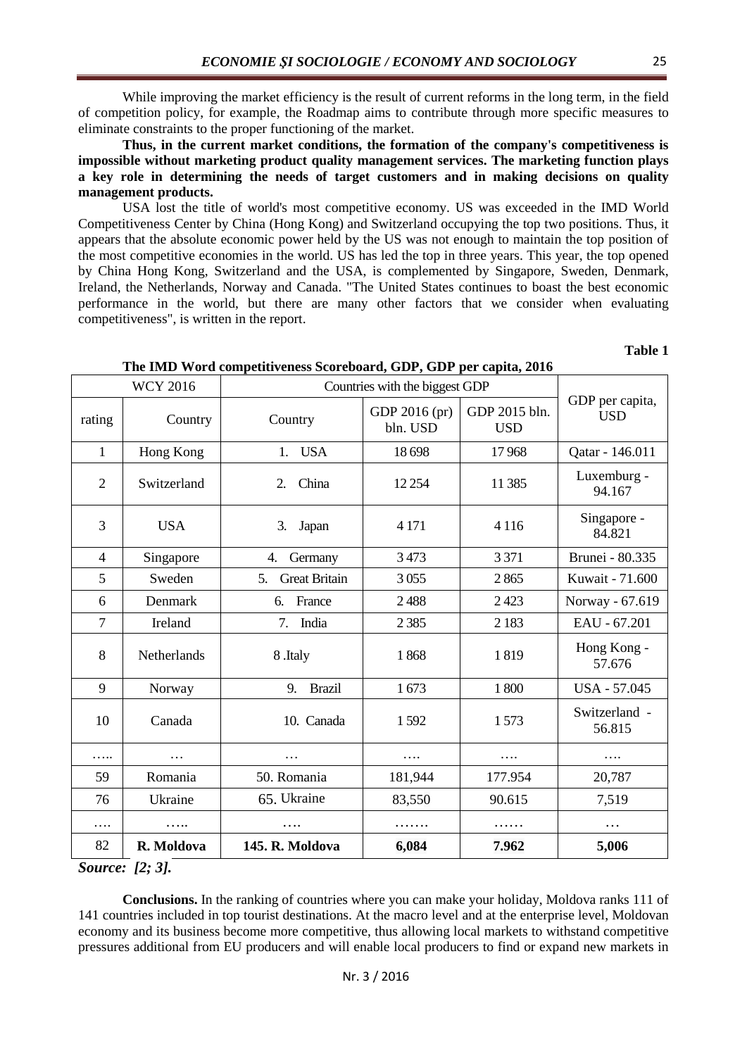While improving the market efficiency is the result of current reforms in the long term, in the field of competition policy, for example, the Roadmap aims to contribute through more specific measures to eliminate constraints to the proper functioning of the market.

**Thus, in the current market conditions, the formation of the company's competitiveness is impossible without marketing product quality management services. The marketing function plays a key role in determining the needs of target customers and in making decisions on quality management products.**

USA lost the title of world's most competitive economy. US was exceeded in the IMD World Competitiveness Center by China (Hong Kong) and Switzerland occupying the top two positions. Thus, it appears that the absolute economic power held by the US was not enough to maintain the top position of the most competitive economies in the world. US has led the top in three years. This year, the top opened by China Hong Kong, Switzerland and the USA, is complemented by Singapore, Sweden, Denmark, Ireland, the Netherlands, Norway and Canada. "The United States continues to boast the best economic performance in the world, but there are many other factors that we consider when evaluating competitiveness", is written in the report.

**Table 1**

**The IMD Word competitiveness Scoreboard, GDP, GDP per capita, 2016**

| WCY 2016 | | Countries with the biggest GDP | | | GDP per capita, USD |
|---|---|---|---|---|---|
| rating | Country | Country | GDP 2016 (pr) bln. USD | GDP 2015 bln. USD | |
| 1 | Hong Kong | 1. USA | 18 698 | 17 968 | Qatar - 146.011 |
| 2 | Switzerland | 2. China | 12 254 | 11 385 | Luxemburg - 94.167 |
| 3 | USA | 3. Japan | 4 171 | 4 116 | Singapore - 84.821 |
| 4 | Singapore | 4. Germany | 3 473 | 3 371 | Brunei - 80.335 |
| 5 | Sweden | 5. Great Britain | 3 055 | 2 865 | Kuwait - 71.600 |
| 6 | Denmark | 6. France | 2 488 | 2 423 | Norway - 67.619 |
| 7 | Ireland | 7. India | 2 385 | 2 183 | EAU - 67.201 |
| 8 | Netherlands | 8 .Italy | 1 868 | 1 819 | Hong Kong - 57.676 |
| 9 | Norway | 9. Brazil | 1 673 | 1 800 | USA - 57.045 |
| 10 | Canada | 10. Canada | 1 592 | 1 573 | Switzerland - 56.815 |
| ….. | … | … | …. | …. | …. |
| 59 | Romania | 50. Romania | 181,944 | 177.954 | 20,787 |
| 76 | Ukraine | 65. Ukraine | 83,550 | 90.615 | 7,519 |
| …. | ….. | …. | ……. | …… | … |
| 82 | **R. Moldova** | **145. R. Moldova** | **6,084** | **7.962** | **5,006** |

***Source: [2; 3].***

**Conclusions.** In the ranking of countries where you can make your holiday, Moldova ranks 111 of 141 countries included in top tourist destinations. At the macro level and at the enterprise level, Moldovan economy and its business become more competitive, thus allowing local markets to withstand competitive pressures additional from EU producers and will enable local producers to find or expand new markets in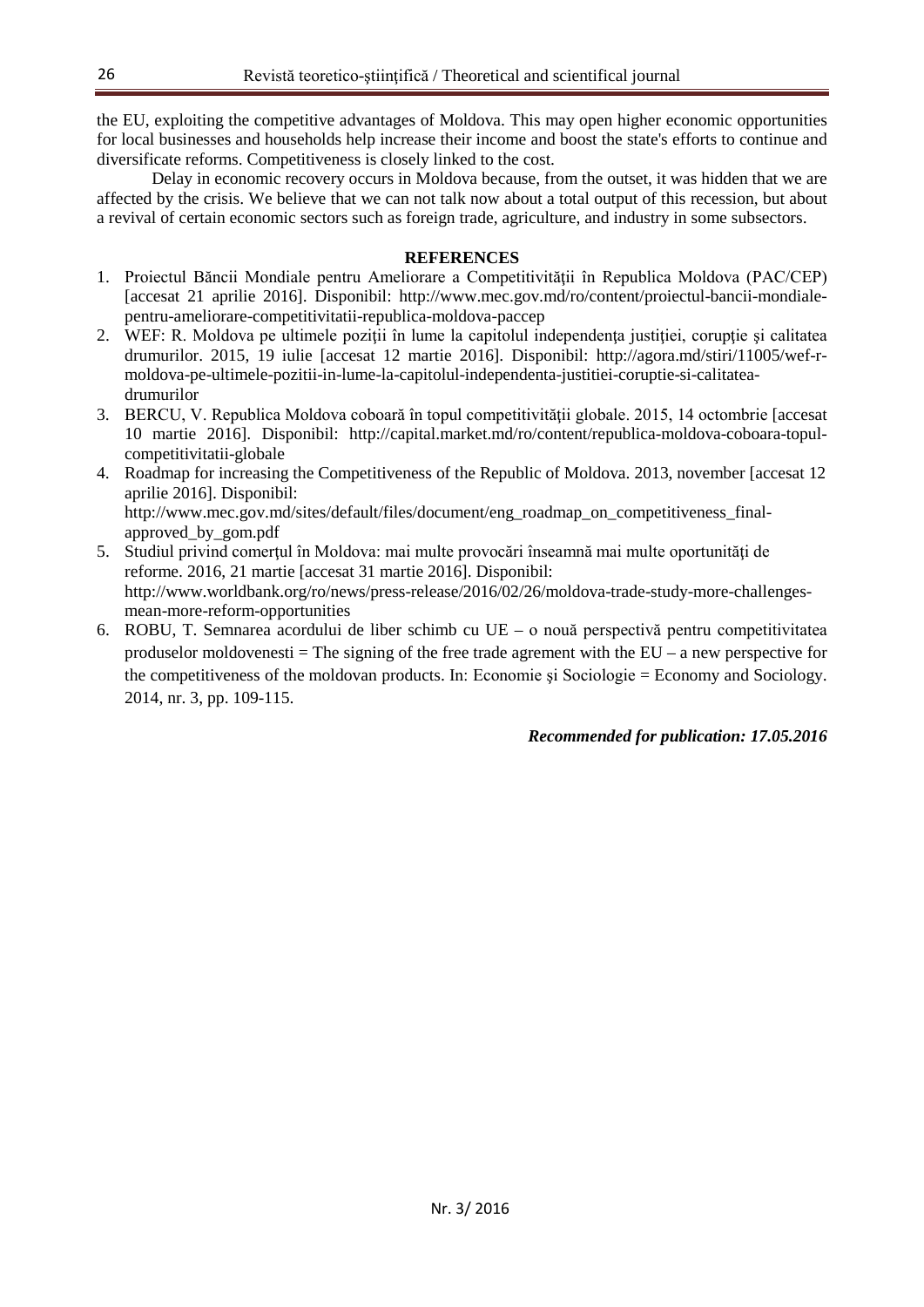the EU, exploiting the competitive advantages of Moldova. This may open higher economic opportunities for local businesses and households help increase their income and boost the state's efforts to continue and diversificate reforms. Competitiveness is closely linked to the cost.

Delay in economic recovery occurs in Moldova because, from the outset, it was hidden that we are affected by the crisis. We believe that we can not talk now about a total output of this recession, but about a revival of certain economic sectors such as foreign trade, agriculture, and industry in some subsectors.

## REFERENCES

1. Proiectul Băncii Mondiale pentru Ameliorare a Competitivităţii în Republica Moldova (PAC/CEP) [accesat 21 aprilie 2016]. Disponibil: http://www.mec.gov.md/ro/content/proiectul-bancii-mondiale-pentru-ameliorare-competitivitatii-republica-moldova-paccep
2. WEF: R. Moldova pe ultimele poziţii în lume la capitolul independenţa justiţiei, corupţie şi calitatea drumurilor. 2015, 19 iulie [accesat 12 martie 2016]. Disponibil: http://agora.md/stiri/11005/wef-r-moldova-pe-ultimele-pozitii-in-lume-la-capitolul-independenta-justitiei-coruptie-si-calitatea-drumurilor
3. BERCU, V. Republica Moldova coboară în topul competitivităţii globale. 2015, 14 octombrie [accesat 10 martie 2016]. Disponibil: http://capital.market.md/ro/content/republica-moldova-coboara-topul-competitivitatii-globale
4. Roadmap for increasing the Competitiveness of the Republic of Moldova. 2013, november [accesat 12 aprilie 2016]. Disponibil: http://www.mec.gov.md/sites/default/files/document/eng_roadmap_on_competitiveness_final-approved_by_gom.pdf
5. Studiul privind comerţul în Moldova: mai multe provocări înseamnă mai multe oportunităţi de reforme. 2016, 21 martie [accesat 31 martie 2016]. Disponibil: http://www.worldbank.org/ro/news/press-release/2016/02/26/moldova-trade-study-more-challenges-mean-more-reform-opportunities
6. ROBU, T. Semnarea acordului de liber schimb cu UE – o nouă perspectivă pentru competitivitatea produselor moldovenesti = The signing of the free trade agrement with the EU – a new perspective for the competitiveness of the moldovan products. In: Economie şi Sociologie = Economy and Sociology. 2014, nr. 3, pp. 109-115.

***Recommended for publication: 17.05.2016***